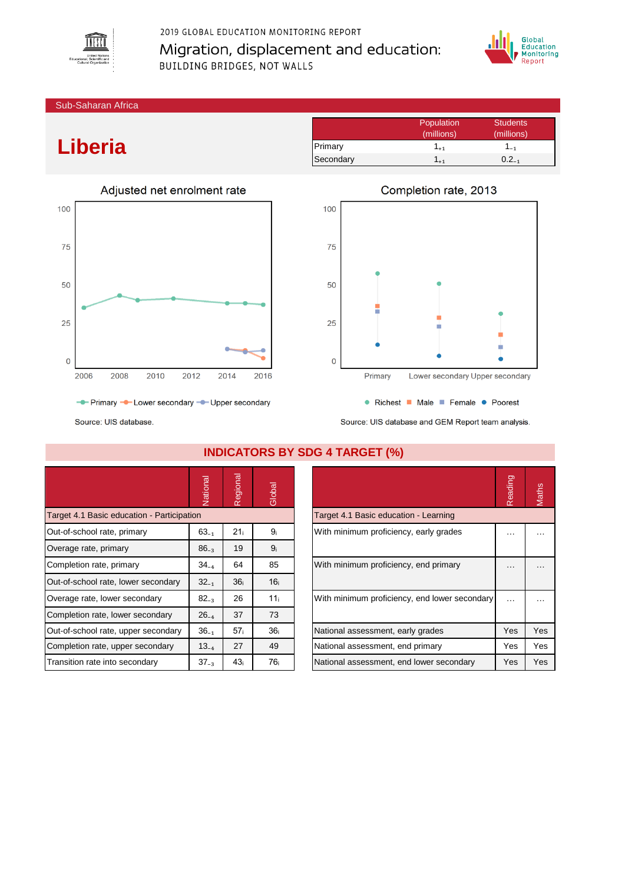2019 GLOBAL EDUCATION MONITORING REPORT

Migration, displacement and education: BUILDING BRIDGES, NOT WALLS

Sub-Saharan Africa

# Liberia

| | Population (millions) | Students (millions) |
|---|---|---|
| Primary | $1_{+1}$ | $1_{-1}$ |
| Secondary | $1_{+1}$ | $0.2_{-1}$ |

## Adjusted net enrolment rate

Primary, Lower secondary, Upper secondary

Source: UIS database.

## Completion rate, 2013

Primary, Lower secondary, Upper secondary — Richest, Male, Female, Poorest

Source: UIS database and GEM Report team analysis.

## INDICATORS BY SDG 4 TARGET (%)

| | National | Regional | Global |
|---|---|---|---|
| **Target 4.1 Basic education - Participation** | | | |
| Out-of-school rate, primary | $63_{-1}$ | $21_{i}$ | $9_{i}$ |
| Overage rate, primary | $86_{-3}$ | 19 | $9_{i}$ |
| Completion rate, primary | $34_{-4}$ | 64 | 85 |
| Out-of-school rate, lower secondary | $32_{-1}$ | $36_{i}$ | $16_{i}$ |
| Overage rate, lower secondary | $82_{-3}$ | 26 | $11_{i}$ |
| Completion rate, lower secondary | $26_{-4}$ | 37 | 73 |
| Out-of-school rate, upper secondary | $36_{-1}$ | $57_{i}$ | $36_{i}$ |
| Completion rate, upper secondary | $13_{-4}$ | 27 | 49 |
| Transition rate into secondary | $37_{-3}$ | $43_{i}$ | $76_{i}$ |

| | Reading | Maths |
|---|---|---|
| **Target 4.1 Basic education - Learning** | | |
| With minimum proficiency, early grades | … | … |
| With minimum proficiency, end primary | … | … |
| With minimum proficiency, end lower secondary | … | … |
| National assessment, early grades | Yes | Yes |
| National assessment, end primary | Yes | Yes |
| National assessment, end lower secondary | Yes | Yes |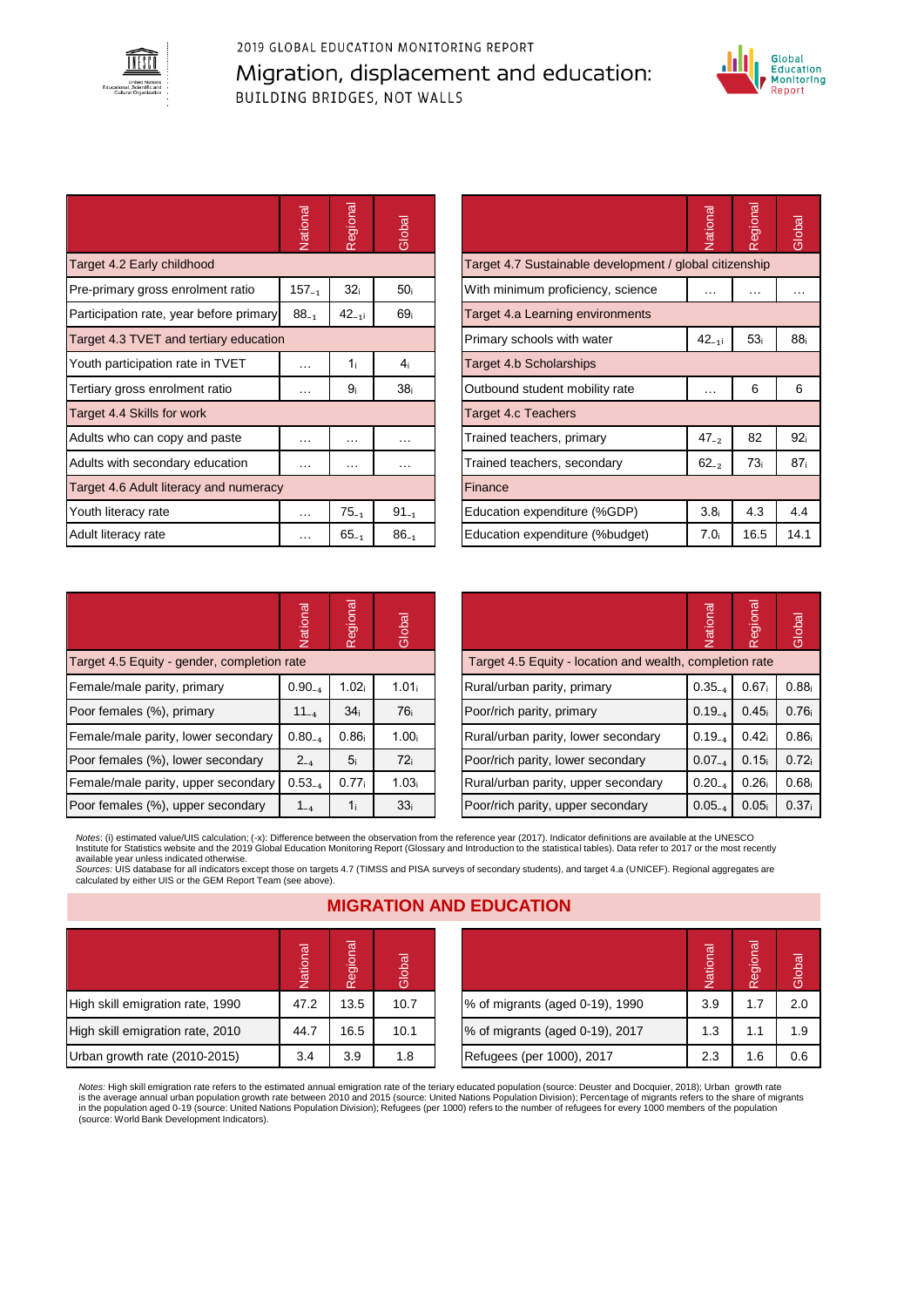2019 GLOBAL EDUCATION MONITORING REPORT

# Migration, displacement and education:

BUILDING BRIDGES, NOT WALLS

| | National | Regional | Global |
|---|---|---|---|
| Target 4.2 Early childhood | | | |
| Pre-primary gross enrolment ratio | $157_{-1}$ | $32_{i}$ | $50_{i}$ |
| Participation rate, year before primary | $88_{-1}$ | $42_{-1i}$ | $69_{i}$ |
| Target 4.3 TVET and tertiary education | | | |
| Youth participation rate in TVET | … | $1_{i}$ | $4_{i}$ |
| Tertiary gross enrolment ratio | … | $9_{i}$ | $38_{i}$ |
| Target 4.4 Skills for work | | | |
| Adults who can copy and paste | … | … | … |
| Adults with secondary education | … | … | … |
| Target 4.6 Adult literacy and numeracy | | | |
| Youth literacy rate | … | $75_{-1}$ | $91_{-1}$ |
| Adult literacy rate | … | $65_{-1}$ | $86_{-1}$ |

| | National | Regional | Global |
|---|---|---|---|
| Target 4.7 Sustainable development / global citizenship | | | |
| With minimum proficiency, science | … | … | … |
| Target 4.a Learning environments | | | |
| Primary schools with water | $42_{-1i}$ | $53_{i}$ | $88_{i}$ |
| Target 4.b Scholarships | | | |
| Outbound student mobility rate | … | 6 | 6 |
| Target 4.c Teachers | | | |
| Trained teachers, primary | $47_{-2}$ | 82 | $92_{i}$ |
| Trained teachers, secondary | $62_{-2}$ | $73_{i}$ | $87_{i}$ |
| Finance | | | |
| Education expenditure (%GDP) | $3.8_{i}$ | 4.3 | 4.4 |
| Education expenditure (%budget) | $7.0_{i}$ | 16.5 | 14.1 |

| | National | Regional | Global |
|---|---|---|---|
| Target 4.5 Equity - gender, completion rate | | | |
| Female/male parity, primary | $0.90_{-4}$ | $1.02_{i}$ | $1.01_{i}$ |
| Poor females (%), primary | $11_{-4}$ | $34_{i}$ | $76_{i}$ |
| Female/male parity, lower secondary | $0.80_{-4}$ | $0.86_{i}$ | $1.00_{i}$ |
| Poor females (%), lower secondary | $2_{-4}$ | $5_{i}$ | $72_{i}$ |
| Female/male parity, upper secondary | $0.53_{-4}$ | $0.77_{i}$ | $1.03_{i}$ |
| Poor females (%), upper secondary | $1_{-4}$ | $1_{i}$ | $33_{i}$ |

| | National | Regional | Global |
|---|---|---|---|
| Target 4.5 Equity - location and wealth, completion rate | | | |
| Rural/urban parity, primary | $0.35_{-4}$ | $0.67_{i}$ | $0.88_{i}$ |
| Poor/rich parity, primary | $0.19_{-4}$ | $0.45_{i}$ | $0.76_{i}$ |
| Rural/urban parity, lower secondary | $0.19_{-4}$ | $0.42_{i}$ | $0.86_{i}$ |
| Poor/rich parity, lower secondary | $0.07_{-4}$ | $0.15_{i}$ | $0.72_{i}$ |
| Rural/urban parity, upper secondary | $0.20_{-4}$ | $0.26_{i}$ | $0.68_{i}$ |
| Poor/rich parity, upper secondary | $0.05_{-4}$ | $0.05_{i}$ | $0.37_{i}$ |

*Notes*: (i) estimated value/UIS calculation; (-x): Difference between the observation from the reference year (2017). Indicator definitions are available at the UNESCO Institute for Statistics website and the 2019 Global Education Monitoring Report (Glossary and Introduction to the statistical tables). Data refer to 2017 or the most recently available year unless indicated otherwise.
*Sources:* UIS database for all indicators except those on targets 4.7 (TIMSS and PISA surveys of secondary students), and target 4.a (UNICEF). Regional aggregates are calculated by either UIS or the GEM Report Team (see above).

## MIGRATION AND EDUCATION

| | National | Regional | Global |
|---|---|---|---|
| High skill emigration rate, 1990 | 47.2 | 13.5 | 10.7 |
| High skill emigration rate, 2010 | 44.7 | 16.5 | 10.1 |
| Urban growth rate (2010-2015) | 3.4 | 3.9 | 1.8 |

| | National | Regional | Global |
|---|---|---|---|
| % of migrants (aged 0-19), 1990 | 3.9 | 1.7 | 2.0 |
| % of migrants (aged 0-19), 2017 | 1.3 | 1.1 | 1.9 |
| Refugees (per 1000), 2017 | 2.3 | 1.6 | 0.6 |

*Notes:* High skill emigration rate refers to the estimated annual emigration rate of the teriary educated population (source: Deuster and Docquier, 2018); Urban growth rate is the average annual urban population growth rate between 2010 and 2015 (source: United Nations Population Division); Percentage of migrants refers to the share of migrants in the population aged 0-19 (source: United Nations Population Division); Refugees (per 1000) refers to the number of refugees for every 1000 members of the population (source: World Bank Development Indicators).